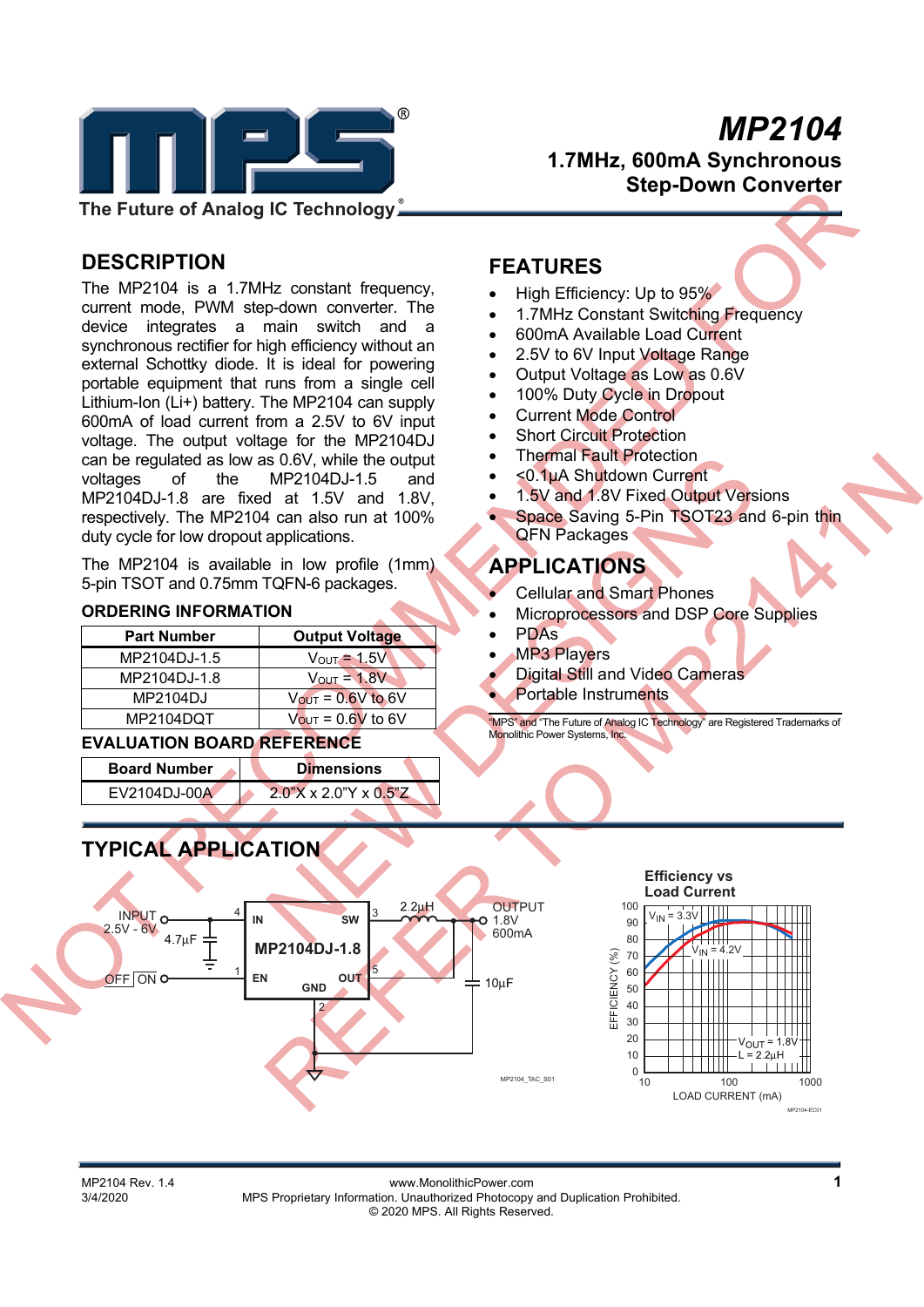# MP2104

## 1.7MHz, 600mA Synchronous Step-Down Converter

The Future of Analog IC Technology

NOT RECOMMENDED FOR NEW DESIGNS REFER TO MP2141N

## DESCRIPTION

The MP2104 is a 1.7MHz constant frequency, current mode, PWM step-down converter. The device integrates a main switch and a synchronous rectifier for high efficiency without an external Schottky diode. It is ideal for powering portable equipment that runs from a single cell Lithium-Ion (Li+) battery. The MP2104 can supply 600mA of load current from a 2.5V to 6V input voltage. The output voltage for the MP2104DJ can be regulated as low as 0.6V, while the output voltages of the MP2104DJ-1.5 and MP2104DJ-1.8 are fixed at 1.5V and 1.8V, respectively. The MP2104 can also run at 100% duty cycle for low dropout applications.

The MP2104 is available in low profile (1mm) 5-pin TSOT and 0.75mm TQFN-6 packages.

### ORDERING INFORMATION

| Part Number | Output Voltage |
|---|---|
| MP2104DJ-1.5 | $V_{OUT}$ = 1.5V |
| MP2104DJ-1.8 | $V_{OUT}$ = 1.8V |
| MP2104DJ | $V_{OUT}$ = 0.6V to 6V |
| MP2104DQT | $V_{OUT}$ = 0.6V to 6V |

### EVALUATION BOARD REFERENCE

| Board Number | Dimensions |
|---|---|
| EV2104DJ-00A | 2.0"X x 2.0"Y x 0.5"Z |

## FEATURES

- High Efficiency: Up to 95%
- 1.7MHz Constant Switching Frequency
- 600mA Available Load Current
- 2.5V to 6V Input Voltage Range
- Output Voltage as Low as 0.6V
- 100% Duty Cycle in Dropout
- Current Mode Control
- Short Circuit Protection
- Thermal Fault Protection
- <0.1μA Shutdown Current
- 1.5V and 1.8V Fixed Output Versions
- Space Saving 5-Pin TSOT23 and 6-pin thin QFN Packages

## APPLICATIONS

- Cellular and Smart Phones
- Microprocessors and DSP Core Supplies
- PDAs
- MP3 Players
- Digital Still and Video Cameras
- Portable Instruments

"MPS" and "The Future of Analog IC Technology" are Registered Trademarks of Monolithic Power Systems, Inc.

## TYPICAL APPLICATION

INPUT 2.5V - 6V; 4.7μF; OFF ON; MP2104DJ-1.8 (IN 4, SW 3, EN 1, OUT 5, GND 2); 2.2μH; OUTPUT 1.8V 600mA; 10μF

MP2104_TAC_S01

**Efficiency vs Load Current**

$V_{IN}$ = 3.3V; $V_{IN}$ = 4.2V; $V_{OUT}$ = 1.8V; L = 2.2μH

EFFICIENCY (%) vs LOAD CURRENT (mA)

MP2104-EC01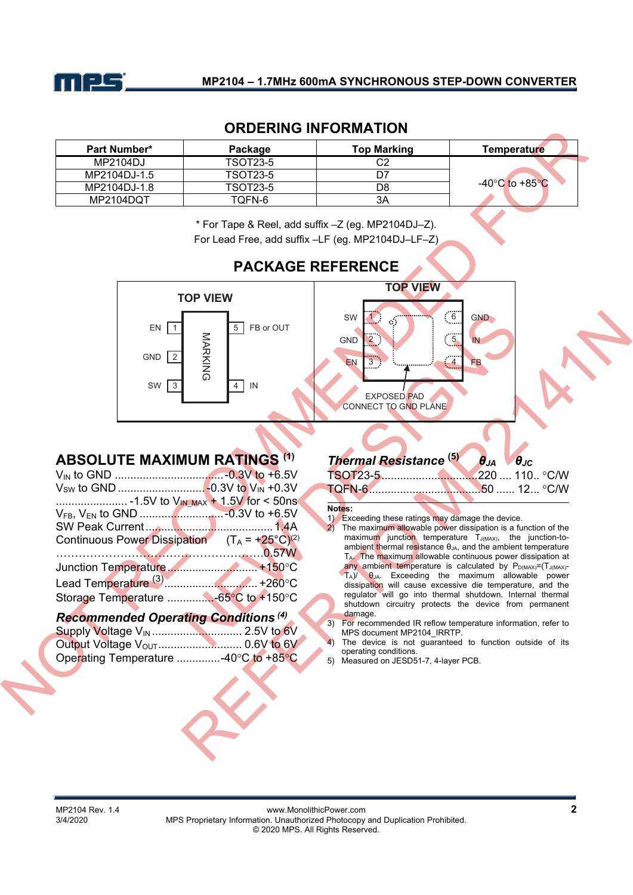## ORDERING INFORMATION

| Part Number* | Package | Top Marking | Temperature |
|---|---|---|---|
| MP2104DJ | TSOT23-5 | C2 | -40°C to +85°C |
| MP2104DJ-1.5 | TSOT23-5 | D7 | |
| MP2104DJ-1.8 | TSOT23-5 | D8 | |
| MP2104DQT | TQFN-6 | 3A | |

\* For Tape & Reel, add suffix –Z (eg. MP2104DJ–Z).
For Lead Free, add suffix –LF (eg. MP2104DJ–LF–Z)

## PACKAGE REFERENCE

TOP VIEW

EN 1, GND 2, SW 3, IN 4, FB or OUT 5 — MARKING

TOP VIEW

SW 1, GND 2, EN 3, FB 4, IN 5, GND 6

EXPOSED PAD CONNECT TO GND PLANE

## ABSOLUTE MAXIMUM RATINGS [1]

$V_{IN}$ to GND .................................. -0.3V to +6.5V
$V_{SW}$ to GND ........................... -0.3V to $V_{IN}$ +0.3V
....................... -1.5V to $V_{IN\_MAX}$ + 1.5V for < 50ns
$V_{FB}$, $V_{EN}$ to GND ........................... -0.3V to +6.5V
SW Peak Current ........................................ 1.4A
Continuous Power Dissipation ($T_A$ = +25°C)[2]
................................................................0.57W
Junction Temperature ............................ +150°C
Lead Temperature [3] ................................ +260°C
Storage Temperature ...............-65°C to +150°C

### *Recommended Operating Conditions* [4]

Supply Voltage $V_{IN}$ ............................. 2.5V to 6V
Output Voltage $V_{OUT}$ .......................... 0.6V to 6V
Operating Temperature ..............-40°C to +85°C

### *Thermal Resistance* [5]

| | $\theta_{JA}$ | $\theta_{JC}$ | |
|---|---|---|---|
| TSOT23-5 | 220 | 110 | °C/W |
| TQFN-6 | 50 | 12 | °C/W |

**Notes:**

1) Exceeding these ratings may damage the device.
2) The maximum allowable power dissipation is a function of the maximum junction temperature $T_{J(MAX)}$, the junction-to-ambient thermal resistance $\theta_{JA}$, and the ambient temperature $T_A$. The maximum allowable continuous power dissipation at any ambient temperature is calculated by $P_{D(MAX)}=(T_{J(MAX)}-T_A)/\theta_{JA}$. Exceeding the maximum allowable power dissipation will cause excessive die temperature, and the regulator will go into thermal shutdown. Internal thermal shutdown circuitry protects the device from permanent damage.
3) For recommended IR reflow temperature information, refer to MPS document MP2104_IRRTP.
4) The device is not guaranteed to function outside of its operating conditions.
5) Measured on JESD51-7, 4-layer PCB.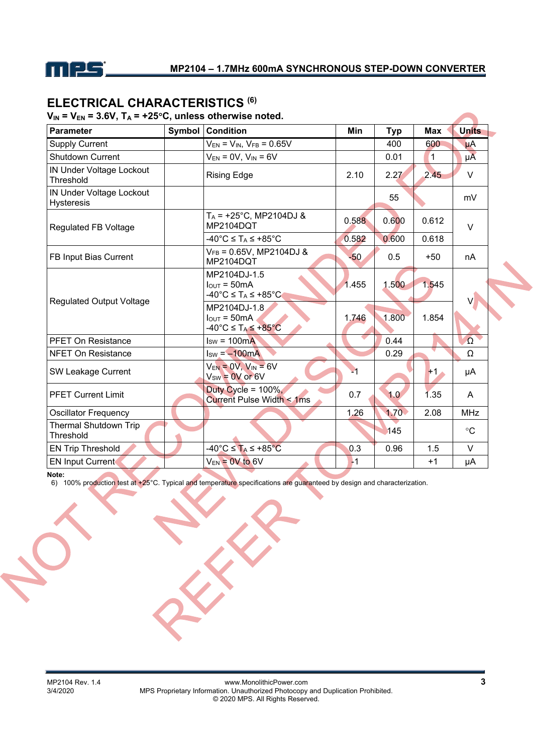## ELECTRICAL CHARACTERISTICS [6]

**$V_{IN}$ = $V_{EN}$ = 3.6V, $T_A$ = +25°C, unless otherwise noted.**

| Parameter | Symbol | Condition | Min | Typ | Max | Units |
|---|---|---|---|---|---|---|
| Supply Current | | $V_{EN}$ = $V_{IN}$, $V_{FB}$ = 0.65V | | 400 | 600 | µA |
| Shutdown Current | | $V_{EN}$ = 0V, $V_{IN}$ = 6V | | 0.01 | 1 | µA |
| IN Under Voltage Lockout Threshold | | Rising Edge | 2.10 | 2.27 | 2.45 | V |
| IN Under Voltage Lockout Hysteresis | | | | 55 | | mV |
| Regulated FB Voltage | | $T_A$ = +25°C, MP2104DJ & MP2104DQT | 0.588 | 0.600 | 0.612 | V |
| | | -40°C ≤ $T_A$ ≤ +85°C | 0.582 | 0.600 | 0.618 | |
| FB Input Bias Current | | $V_{FB}$ = 0.65V, MP2104DJ & MP2104DQT | -50 | 0.5 | +50 | nA |
| Regulated Output Voltage | | MP2104DJ-1.5 $I_{OUT}$ = 50mA -40°C ≤ $T_A$ ≤ +85°C | 1.455 | 1.500 | 1.545 | V |
| | | MP2104DJ-1.8 $I_{OUT}$ = 50mA -40°C ≤ $T_A$ ≤ +85°C | 1.746 | 1.800 | 1.854 | |
| PFET On Resistance | | $I_{SW}$ = 100mA | | 0.44 | | Ω |
| NFET On Resistance | | $I_{SW}$ = –100mA | | 0.29 | | Ω |
| SW Leakage Current | | $V_{EN}$ = 0V, $V_{IN}$ = 6V $V_{SW}$ = 0V or 6V | -1 | | +1 | µA |
| PFET Current Limit | | Duty Cycle = 100%, Current Pulse Width < 1ms | 0.7 | 1.0 | 1.35 | A |
| Oscillator Frequency | | | 1.26 | 1.70 | 2.08 | MHz |
| Thermal Shutdown Trip Threshold | | | | 145 | | °C |
| EN Trip Threshold | | -40°C ≤ $T_A$ ≤ +85°C | 0.3 | 0.96 | 1.5 | V |
| EN Input Current | | $V_{EN}$ = 0V to 6V | -1 | | +1 | µA |

**Note:**

6) 100% production test at +25°C. Typical and temperature specifications are guaranteed by design and characterization.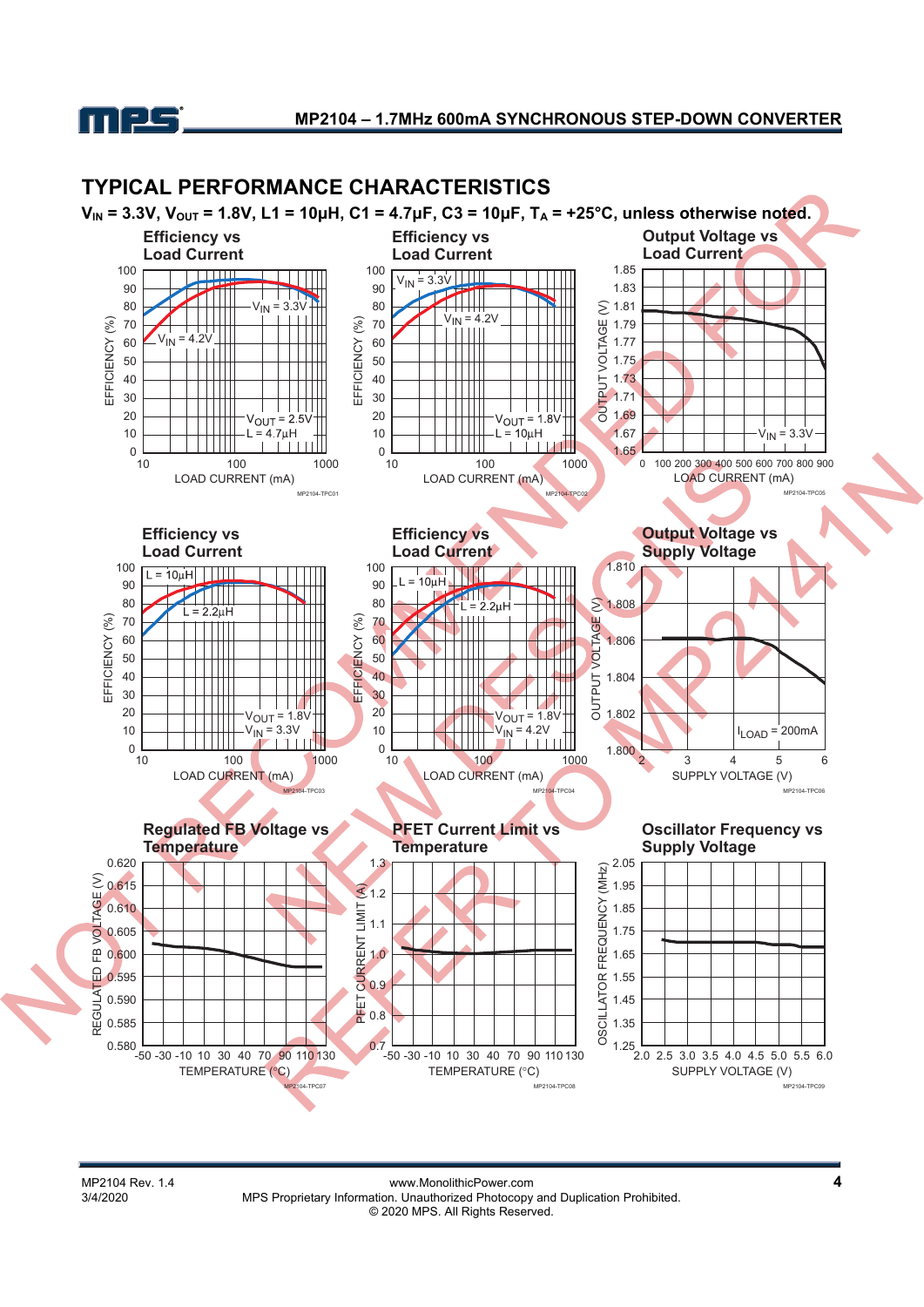## TYPICAL PERFORMANCE CHARACTERISTICS

$V_{IN}$ = 3.3V, $V_{OUT}$ = 1.8V, L1 = 10µH, C1 = 4.7µF, C3 = 10µF, $T_A$ = +25°C, unless otherwise noted.

**Efficiency vs Load Current**

$V_{IN}$ = 3.3V, $V_{IN}$ = 4.2V, $V_{OUT}$ = 2.5V, L = 4.7µH

MP2104-TPC01

**Efficiency vs Load Current**

$V_{IN}$ = 3.3V, $V_{IN}$ = 4.2V, $V_{OUT}$ = 1.8V, L = 10µH

MP2104-TPC02

**Output Voltage vs Load Current**

$V_{IN}$ = 3.3V

MP2104-TPC05

**Efficiency vs Load Current**

L = 10µH, L = 2.2µH, $V_{OUT}$ = 1.8V, $V_{IN}$ = 3.3V

MP2104-TPC03

**Efficiency vs Load Current**

L = 10µH, L = 2.2µH, $V_{OUT}$ = 1.8V, $V_{IN}$ = 4.2V

MP2104-TPC04

**Output Voltage vs Supply Voltage**

$I_{LOAD}$ = 200mA

MP2104-TPC06

**Regulated FB Voltage vs Temperature**

MP2104-TPC07

**PFET Current Limit vs Temperature**

MP2104-TPC08

**Oscillator Frequency vs Supply Voltage**

MP2104-TPC09

NOT RECOMMENDED FOR NEW DESIGNS REFER TO MP2141N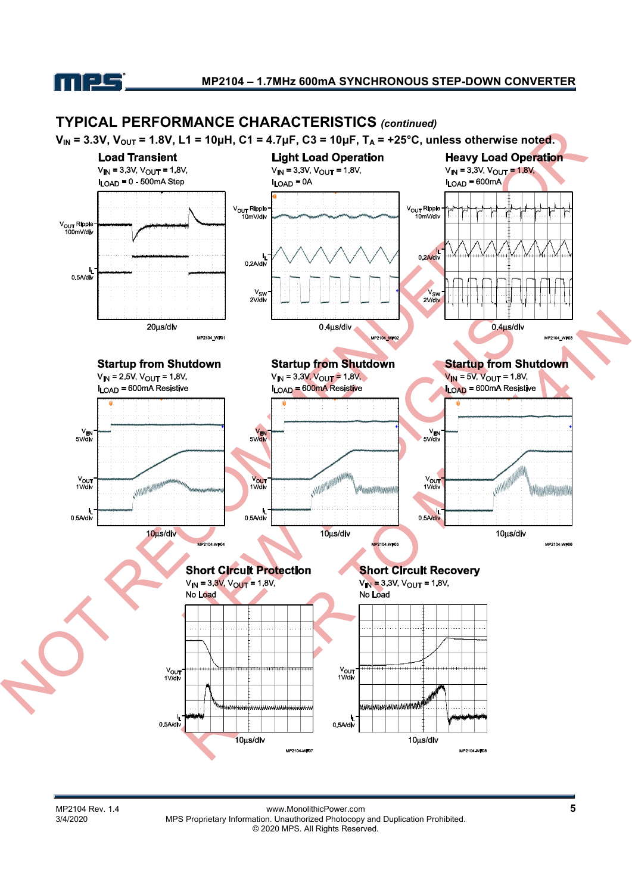## TYPICAL PERFORMANCE CHARACTERISTICS *(continued)*

**$V_{IN}$ = 3.3V, $V_{OUT}$ = 1.8V, L1 = 10µH, C1 = 4.7µF, C3 = 10µF, $T_A$ = +25°C, unless otherwise noted.**

**Load Transient**
$V_{IN}$ = 3.3V, $V_{OUT}$ = 1.8V,
$I_{LOAD}$ = 0 - 500mA Step

$V_{OUT}$ Ripple 100mV/div
$I_L$ 0.5A/div
20µs/div

**Light Load Operation**
$V_{IN}$ = 3.3V, $V_{OUT}$ = 1.8V,
$I_{LOAD}$ = 0A

$V_{OUT}$ Ripple 10mV/div
$I_L$ 0.2A/div
$V_{SW}$ 2V/div
0.4µs/div

**Heavy Load Operation**
$V_{IN}$ = 3.3V, $V_{OUT}$ = 1.8V,
$I_{LOAD}$ = 600mA

$V_{OUT}$ Ripple 10mV/div
$I_L$ 0.2A/div
$V_{SW}$ 2V/div
0.4µs/div

**Startup from Shutdown**
$V_{IN}$ = 2.5V, $V_{OUT}$ = 1.8V,
$I_{LOAD}$ = 600mA Resistive

$V_{EN}$ 5V/div
$V_{OUT}$ 1V/div
$I_L$ 0.5A/div
10µs/div

**Startup from Shutdown**
$V_{IN}$ = 3.3V, $V_{OUT}$ = 1.8V,
$I_{LOAD}$ = 600mA Resistive

$V_{EN}$ 5V/div
$V_{OUT}$ 1V/div
$I_L$ 0.5A/div
10µs/div

**Startup from Shutdown**
$V_{IN}$ = 5V, $V_{OUT}$ = 1.8V,
$I_{LOAD}$ = 600mA Resistive

$V_{EN}$ 5V/div
$V_{OUT}$ 1V/div
$I_L$ 0.5A/div
10µs/div

**Short Circuit Protection**
$V_{IN}$ = 3.3V, $V_{OUT}$ = 1.8V,
No Load

$V_{OUT}$ 1V/div
$I_L$ 0.5A/div
10µs/div

**Short Circuit Recovery**
$V_{IN}$ = 3.3V, $V_{OUT}$ = 1.8V,
No Load

$V_{OUT}$ 1V/div
$I_L$ 0.5A/div
10µs/div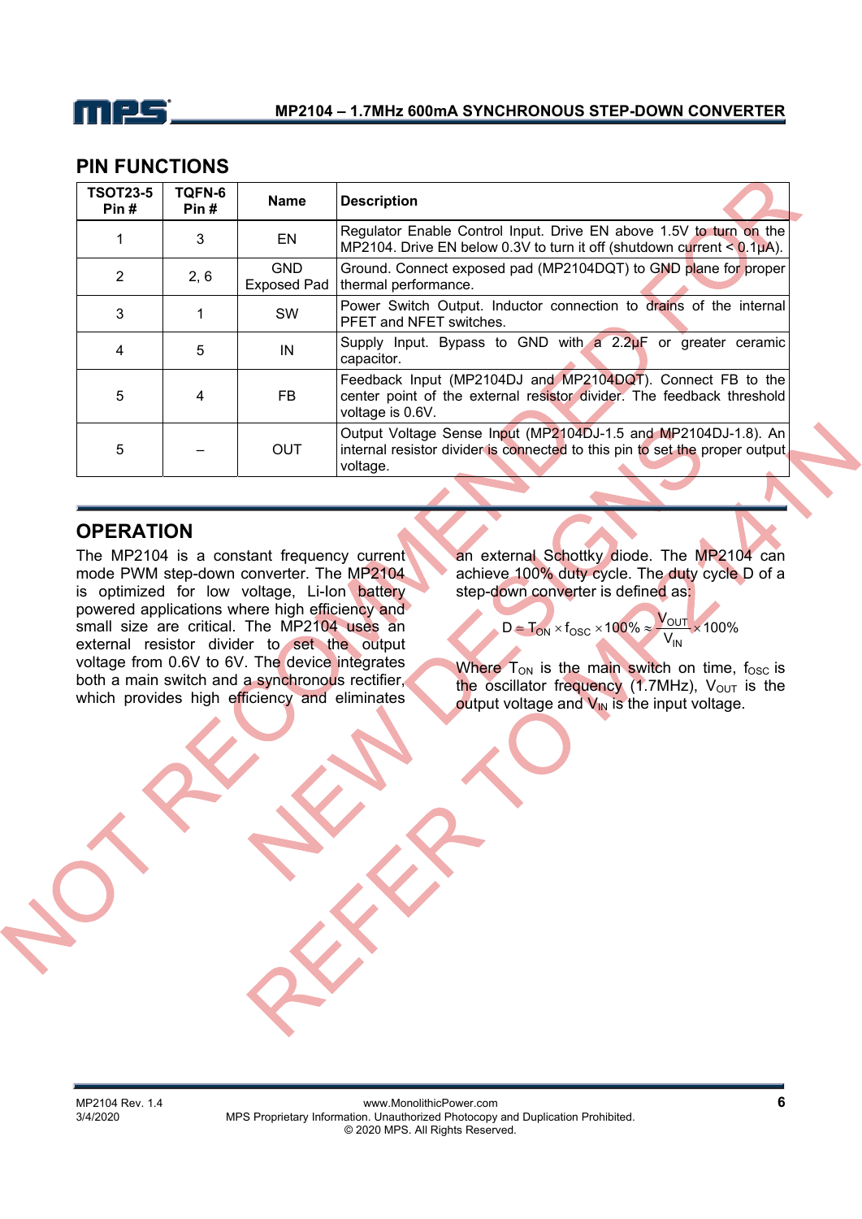## PIN FUNCTIONS

| TSOT23-5 Pin # | TQFN-6 Pin # | Name | Description |
|---|---|---|---|
| 1 | 3 | EN | Regulator Enable Control Input. Drive EN above 1.5V to turn on the MP2104. Drive EN below 0.3V to turn it off (shutdown current < 0.1µA). |
| 2 | 2, 6 | GND Exposed Pad | Ground. Connect exposed pad (MP2104DQT) to GND plane for proper thermal performance. |
| 3 | 1 | SW | Power Switch Output. Inductor connection to drains of the internal PFET and NFET switches. |
| 4 | 5 | IN | Supply Input. Bypass to GND with a 2.2µF or greater ceramic capacitor. |
| 5 | 4 | FB | Feedback Input (MP2104DJ and MP2104DQT). Connect FB to the center point of the external resistor divider. The feedback threshold voltage is 0.6V. |
| 5 | – | OUT | Output Voltage Sense Input (MP2104DJ-1.5 and MP2104DJ-1.8). An internal resistor divider is connected to this pin to set the proper output voltage. |

## OPERATION

The MP2104 is a constant frequency current mode PWM step-down converter. The MP2104 is optimized for low voltage, Li-Ion battery powered applications where high efficiency and small size are critical. The MP2104 uses an external resistor divider to set the output voltage from 0.6V to 6V. The device integrates both a main switch and a synchronous rectifier, which provides high efficiency and eliminates an external Schottky diode. The MP2104 can achieve 100% duty cycle. The duty cycle D of a step-down converter is defined as:

$$D = T_{ON} \times f_{OSC} \times 100\% \approx \frac{V_{OUT}}{V_{IN}} \times 100\%$$

Where $T_{ON}$ is the main switch on time, $f_{OSC}$ is the oscillator frequency (1.7MHz), $V_{OUT}$ is the output voltage and $V_{IN}$ is the input voltage.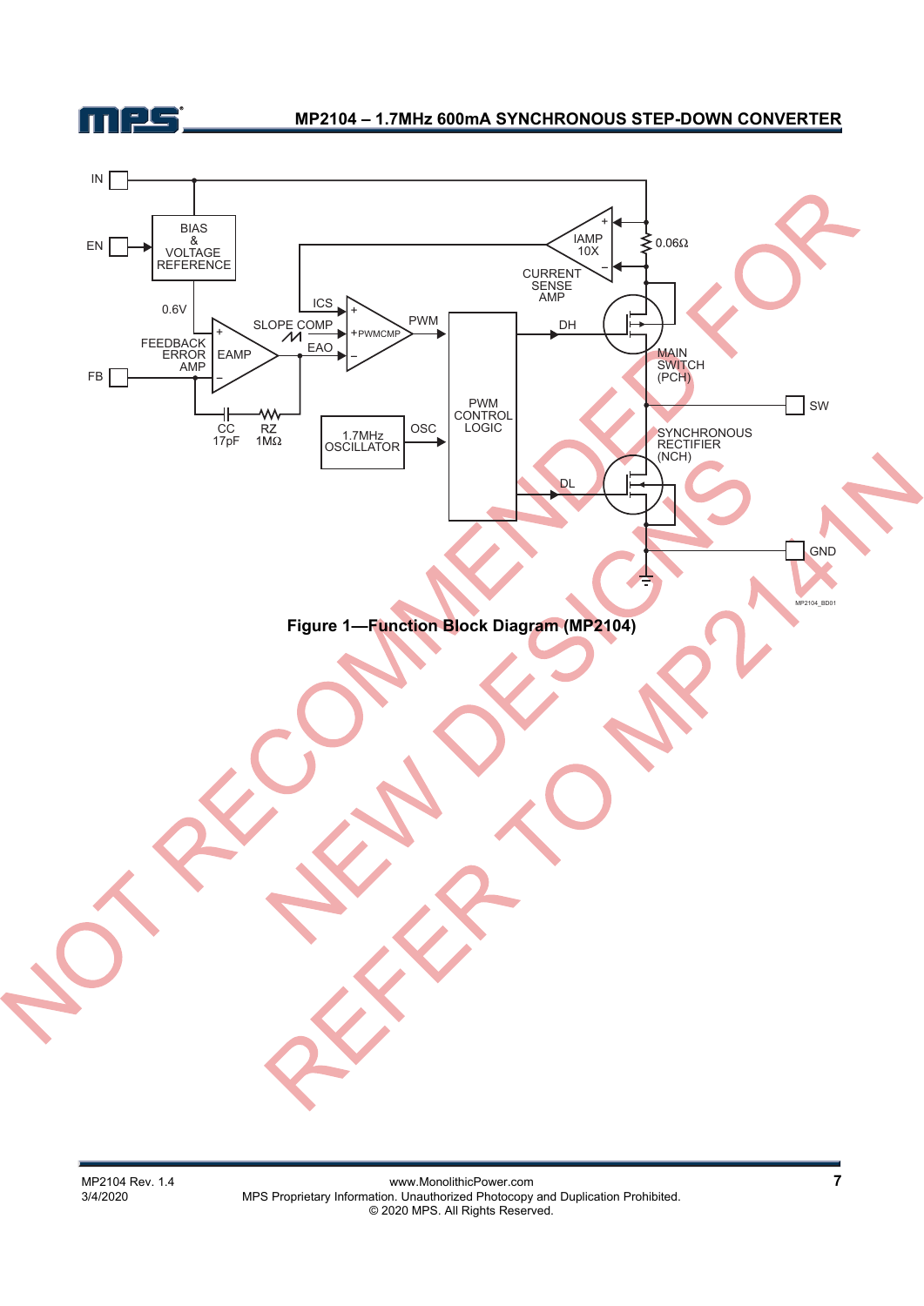Figure 1—Function Block Diagram (MP2104)

NOT RECOMMENDED FOR NEW DESIGNS REFER TO MP2141N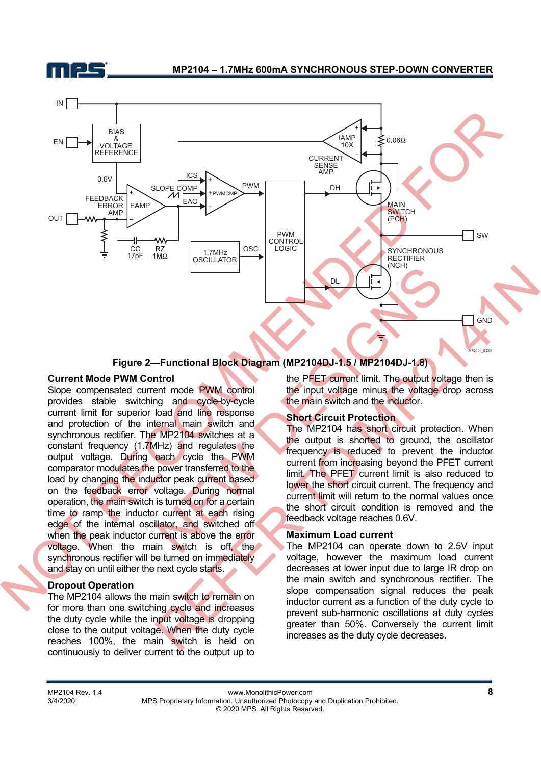Figure 2—Functional Block Diagram (MP2104DJ-1.5 / MP2104DJ-1.8)

### Current Mode PWM Control

Slope compensated current mode PWM control provides stable switching and cycle-by-cycle current limit for superior load and line response and protection of the internal main switch and synchronous rectifier. The MP2104 switches at a constant frequency (1.7MHz) and regulates the output voltage. During each cycle the PWM comparator modulates the power transferred to the load by changing the inductor peak current based on the feedback error voltage. During normal operation, the main switch is turned on for a certain time to ramp the inductor current at each rising edge of the internal oscillator, and switched off when the peak inductor current is above the error voltage. When the main switch is off, the synchronous rectifier will be turned on immediately and stay on until either the next cycle starts.

### Dropout Operation

The MP2104 allows the main switch to remain on for more than one switching cycle and increases the duty cycle while the input voltage is dropping close to the output voltage. When the duty cycle reaches 100%, the main switch is held on continuously to deliver current to the output up to the PFET current limit. The output voltage then is the input voltage minus the voltage drop across the main switch and the inductor.

### Short Circuit Protection

The MP2104 has short circuit protection. When the output is shorted to ground, the oscillator frequency is reduced to prevent the inductor current from increasing beyond the PFET current limit. The PFET current limit is also reduced to lower the short circuit current. The frequency and current limit will return to the normal values once the short circuit condition is removed and the feedback voltage reaches 0.6V.

### Maximum Load current

The MP2104 can operate down to 2.5V input voltage, however the maximum load current decreases at lower input due to large IR drop on the main switch and synchronous rectifier. The slope compensation signal reduces the peak inductor current as a function of the duty cycle to prevent sub-harmonic oscillations at duty cycles greater than 50%. Conversely the current limit increases as the duty cycle decreases.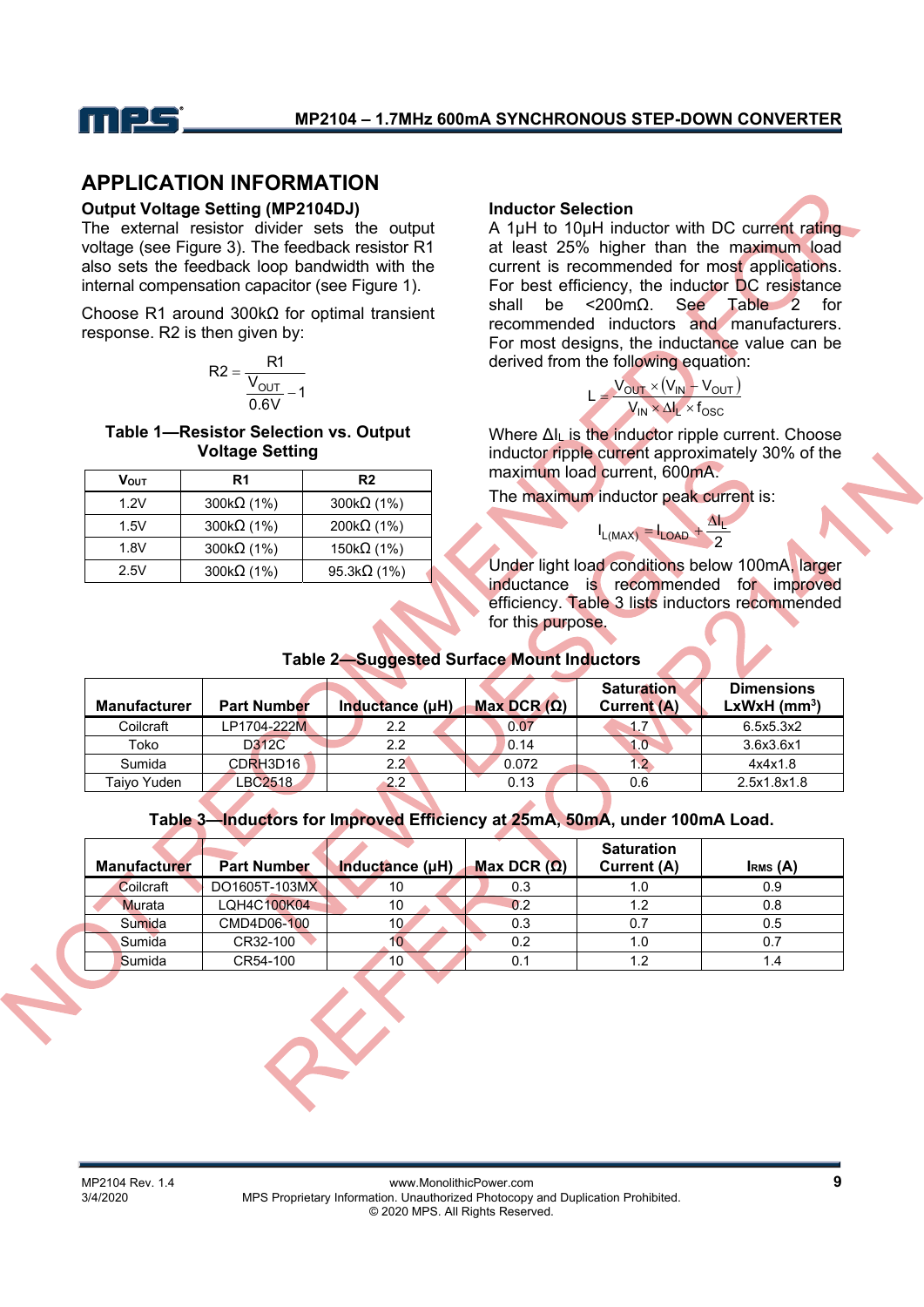## APPLICATION INFORMATION

### Output Voltage Setting (MP2104DJ)

The external resistor divider sets the output voltage (see Figure 3). The feedback resistor R1 also sets the feedback loop bandwidth with the internal compensation capacitor (see Figure 1).

Choose R1 around 300kΩ for optimal transient response. R2 is then given by:

$$R2 = \frac{R1}{\frac{V_{OUT}}{0.6V} - 1}$$

**Table 1—Resistor Selection vs. Output Voltage Setting**

| $V_{OUT}$ | R1 | R2 |
|---|---|---|
| 1.2V | 300kΩ (1%) | 300kΩ (1%) |
| 1.5V | 300kΩ (1%) | 200kΩ (1%) |
| 1.8V | 300kΩ (1%) | 150kΩ (1%) |
| 2.5V | 300kΩ (1%) | 95.3kΩ (1%) |

### Inductor Selection

A 1µH to 10µH inductor with DC current rating at least 25% higher than the maximum load current is recommended for most applications. For best efficiency, the inductor DC resistance shall be <200mΩ. See Table 2 for recommended inductors and manufacturers. For most designs, the inductance value can be derived from the following equation:

$$L = \frac{V_{OUT} \times (V_{IN} - V_{OUT})}{V_{IN} \times \Delta I_L \times f_{OSC}}$$

Where $\Delta I_L$ is the inductor ripple current. Choose inductor ripple current approximately 30% of the maximum load current, 600mA.

The maximum inductor peak current is:

$$I_{L(MAX)} = I_{LOAD} + \frac{\Delta I_L}{2}$$

Under light load conditions below 100mA, larger inductance is recommended for improved efficiency. Table 3 lists inductors recommended for this purpose.

**Table 2—Suggested Surface Mount Inductors**

| Manufacturer | Part Number | Inductance (µH) | Max DCR (Ω) | Saturation Current (A) | Dimensions LxWxH (mm³) |
|---|---|---|---|---|---|
| Coilcraft | LP1704-222M | 2.2 | 0.07 | 1.7 | 6.5x5.3x2 |
| Toko | D312C | 2.2 | 0.14 | 1.0 | 3.6x3.6x1 |
| Sumida | CDRH3D16 | 2.2 | 0.072 | 1.2 | 4x4x1.8 |
| Taiyo Yuden | LBC2518 | 2.2 | 0.13 | 0.6 | 2.5x1.8x1.8 |

**Table 3—Inductors for Improved Efficiency at 25mA, 50mA, under 100mA Load.**

| Manufacturer | Part Number | Inductance (µH) | Max DCR (Ω) | Saturation Current (A) | $I_{RMS}$ (A) |
|---|---|---|---|---|---|
| Coilcraft | DO1605T-103MX | 10 | 0.3 | 1.0 | 0.9 |
| Murata | LQH4C100K04 | 10 | 0.2 | 1.2 | 0.8 |
| Sumida | CMD4D06-100 | 10 | 0.3 | 0.7 | 0.5 |
| Sumida | CR32-100 | 10 | 0.2 | 1.0 | 0.7 |
| Sumida | CR54-100 | 10 | 0.1 | 1.2 | 1.4 |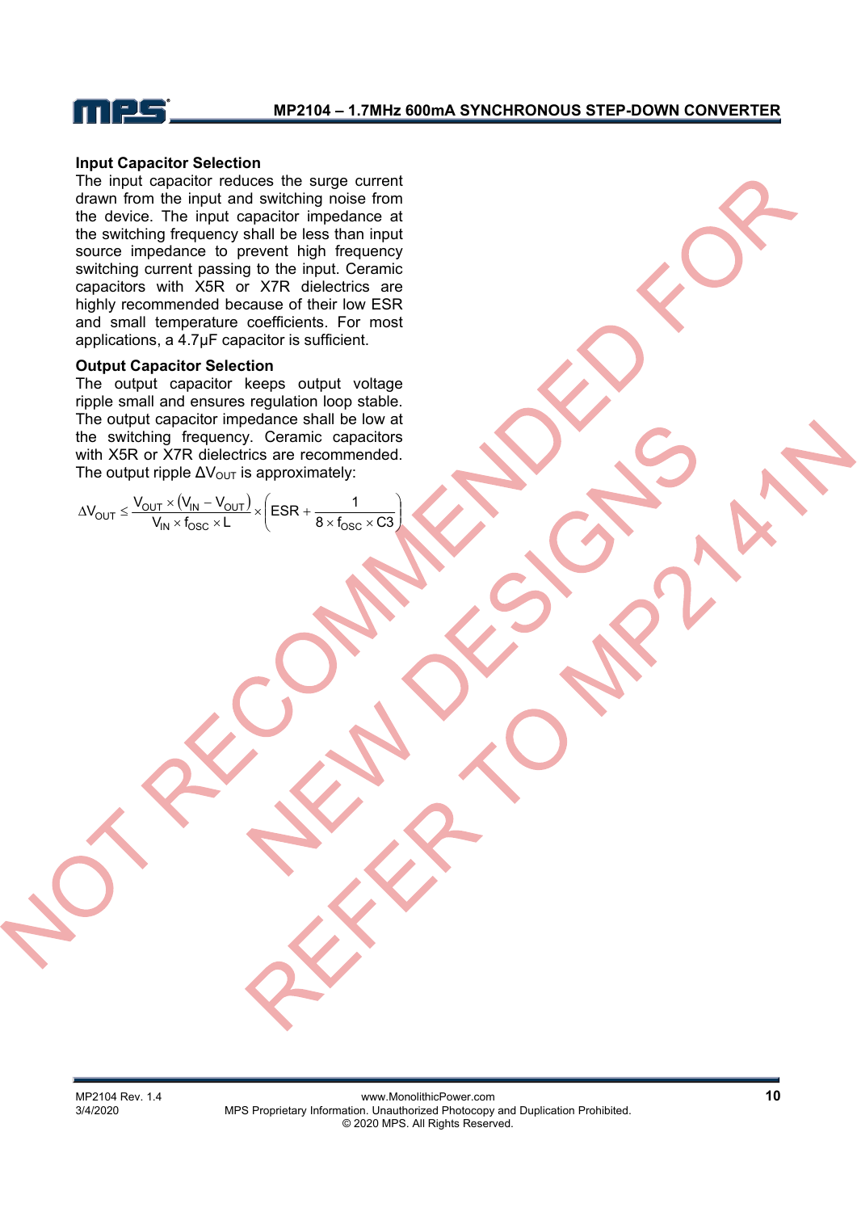### Input Capacitor Selection

The input capacitor reduces the surge current drawn from the input and switching noise from the device. The input capacitor impedance at the switching frequency shall be less than input source impedance to prevent high frequency switching current passing to the input. Ceramic capacitors with X5R or X7R dielectrics are highly recommended because of their low ESR and small temperature coefficients. For most applications, a 4.7µF capacitor is sufficient.

### Output Capacitor Selection

The output capacitor keeps output voltage ripple small and ensures regulation loop stable. The output capacitor impedance shall be low at the switching frequency. Ceramic capacitors with X5R or X7R dielectrics are recommended. The output ripple $\Delta V_{OUT}$ is approximately:

$$\Delta V_{OUT} \leq \frac{V_{OUT} \times (V_{IN} - V_{OUT})}{V_{IN} \times f_{OSC} \times L} \times \left( ESR + \frac{1}{8 \times f_{OSC} \times C3} \right)$$

NOT RECOMMENDED FOR NEW DESIGNS REFER TO MP2141N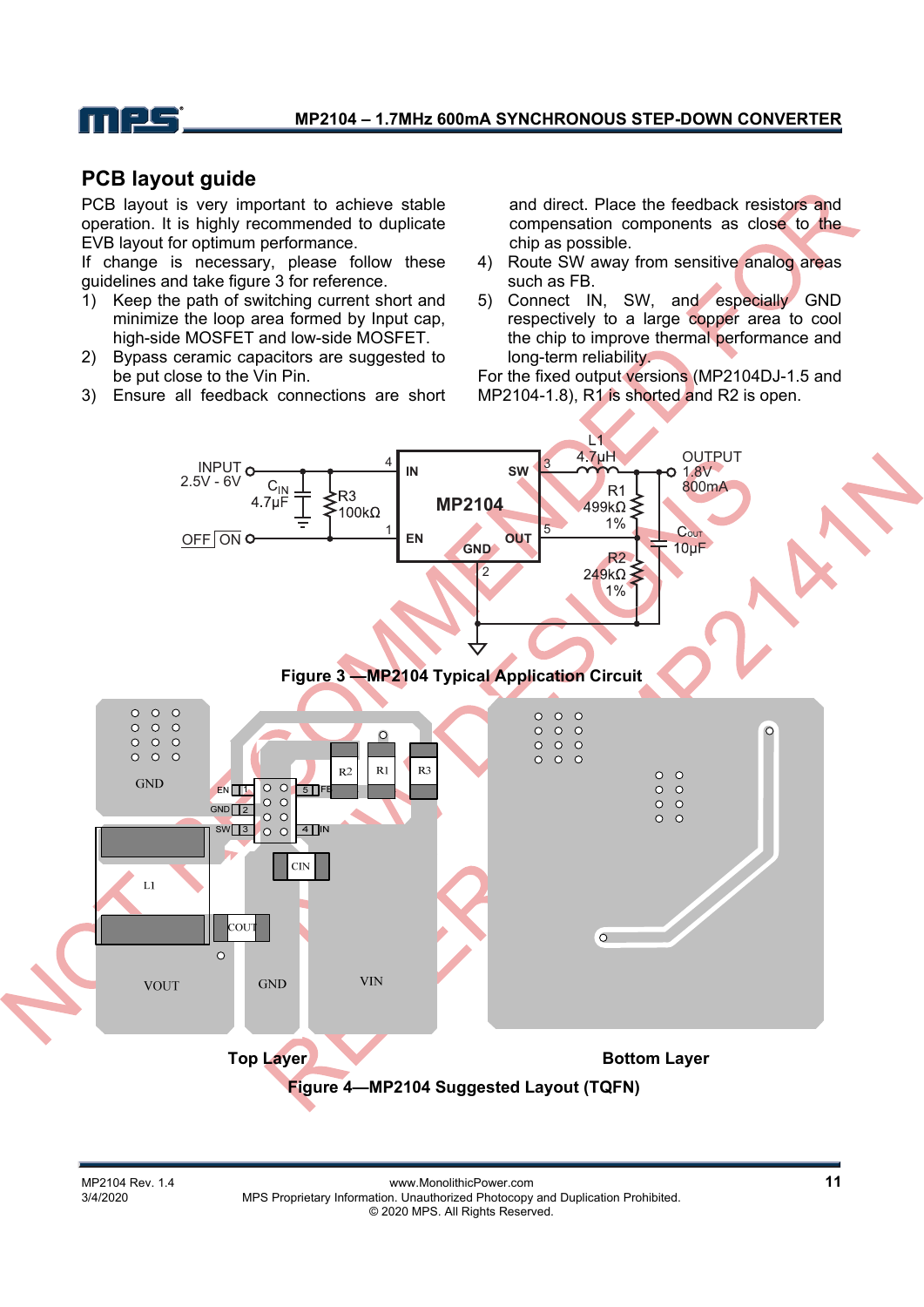## PCB layout guide

PCB layout is very important to achieve stable operation. It is highly recommended to duplicate EVB layout for optimum performance.

If change is necessary, please follow these guidelines and take figure 3 for reference.

1) Keep the path of switching current short and minimize the loop area formed by Input cap, high-side MOSFET and low-side MOSFET.
2) Bypass ceramic capacitors are suggested to be put close to the Vin Pin.
3) Ensure all feedback connections are short and direct. Place the feedback resistors and compensation components as close to the chip as possible.
4) Route SW away from sensitive analog areas such as FB.
5) Connect IN, SW, and especially GND respectively to a large copper area to cool the chip to improve thermal performance and long-term reliability.

For the fixed output versions (MP2104DJ-1.5 and MP2104-1.8), R1 is shorted and R2 is open.

**Figure 3 —MP2104 Typical Application Circuit**

Top Layer    Bottom Layer

**Figure 4—MP2104 Suggested Layout (TQFN)**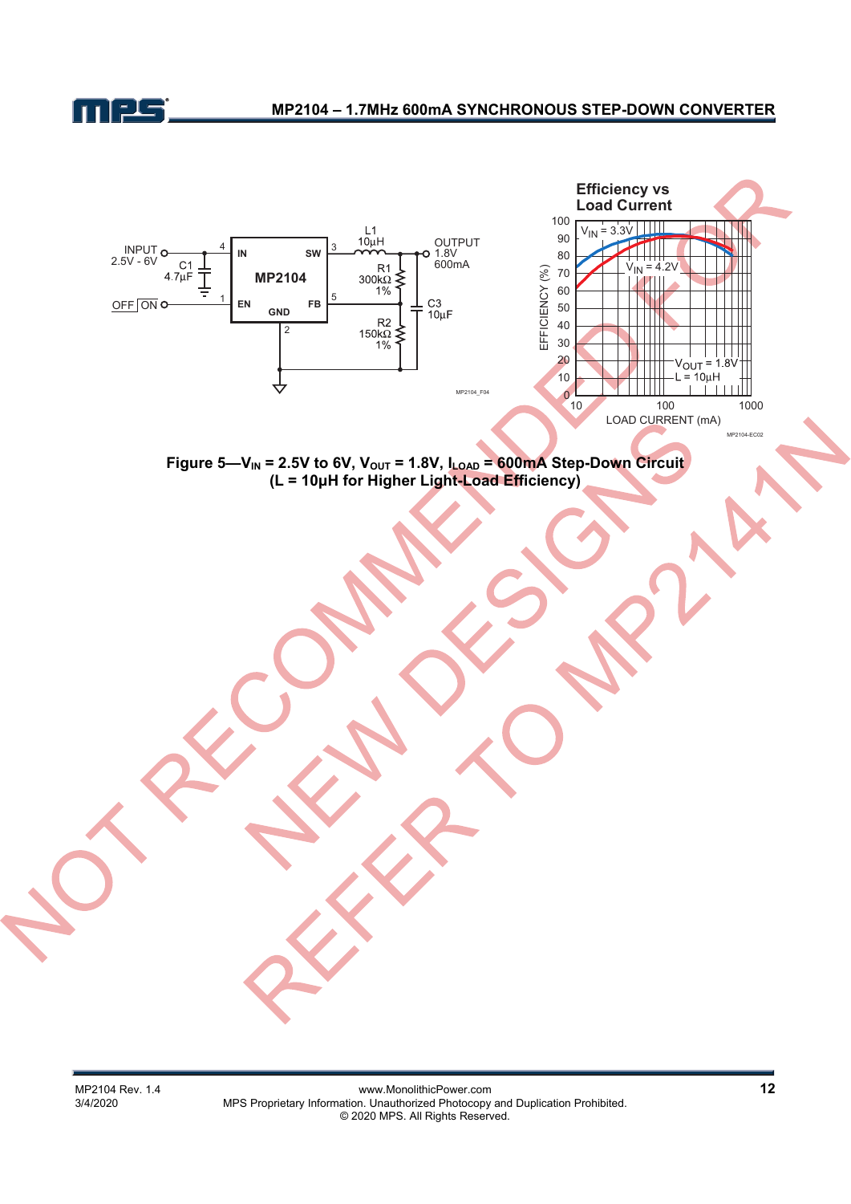**Figure 5—$V_{IN}$ = 2.5V to 6V, $V_{OUT}$ = 1.8V, $I_{LOAD}$ = 600mA Step-Down Circuit (L = 10µH for Higher Light-Load Efficiency)**

NOT RECOMMENDED FOR NEW DESIGNS REFER TO MP2141N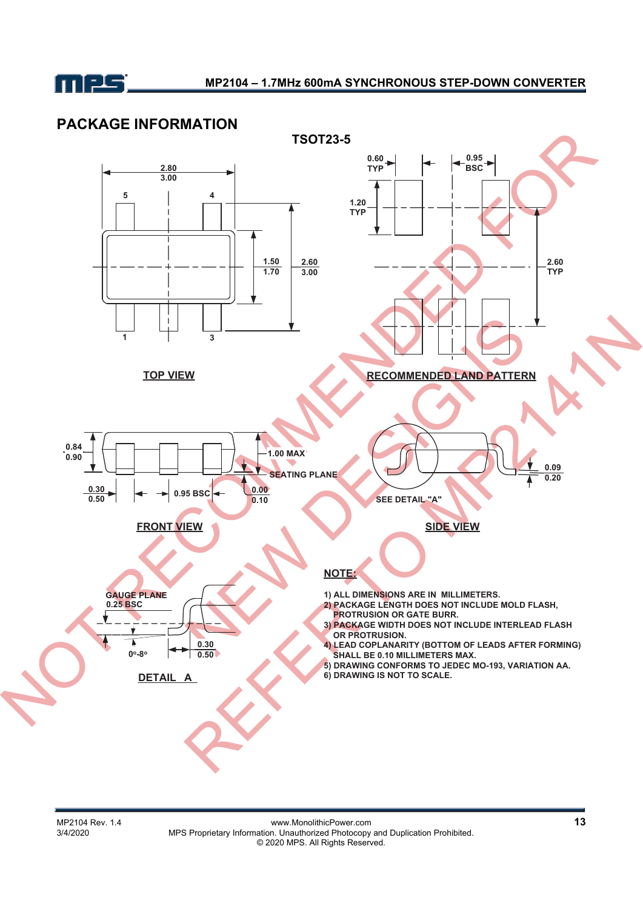## PACKAGE INFORMATION

### TSOT23-5

TOP VIEW

RECOMMENDED LAND PATTERN

FRONT VIEW

SIDE VIEW

DETAIL A

**NOTE:**

1) ALL DIMENSIONS ARE IN MILLIMETERS.
2) PACKAGE LENGTH DOES NOT INCLUDE MOLD FLASH, PROTRUSION OR GATE BURR.
3) PACKAGE WIDTH DOES NOT INCLUDE INTERLEAD FLASH OR PROTRUSION.
4) LEAD COPLANARITY (BOTTOM OF LEADS AFTER FORMING) SHALL BE 0.10 MILLIMETERS MAX.
5) DRAWING CONFORMS TO JEDEC MO-193, VARIATION AA.
6) DRAWING IS NOT TO SCALE.

NOT RECOMMENDED FOR NEW DESIGNS REFER TO MP2141N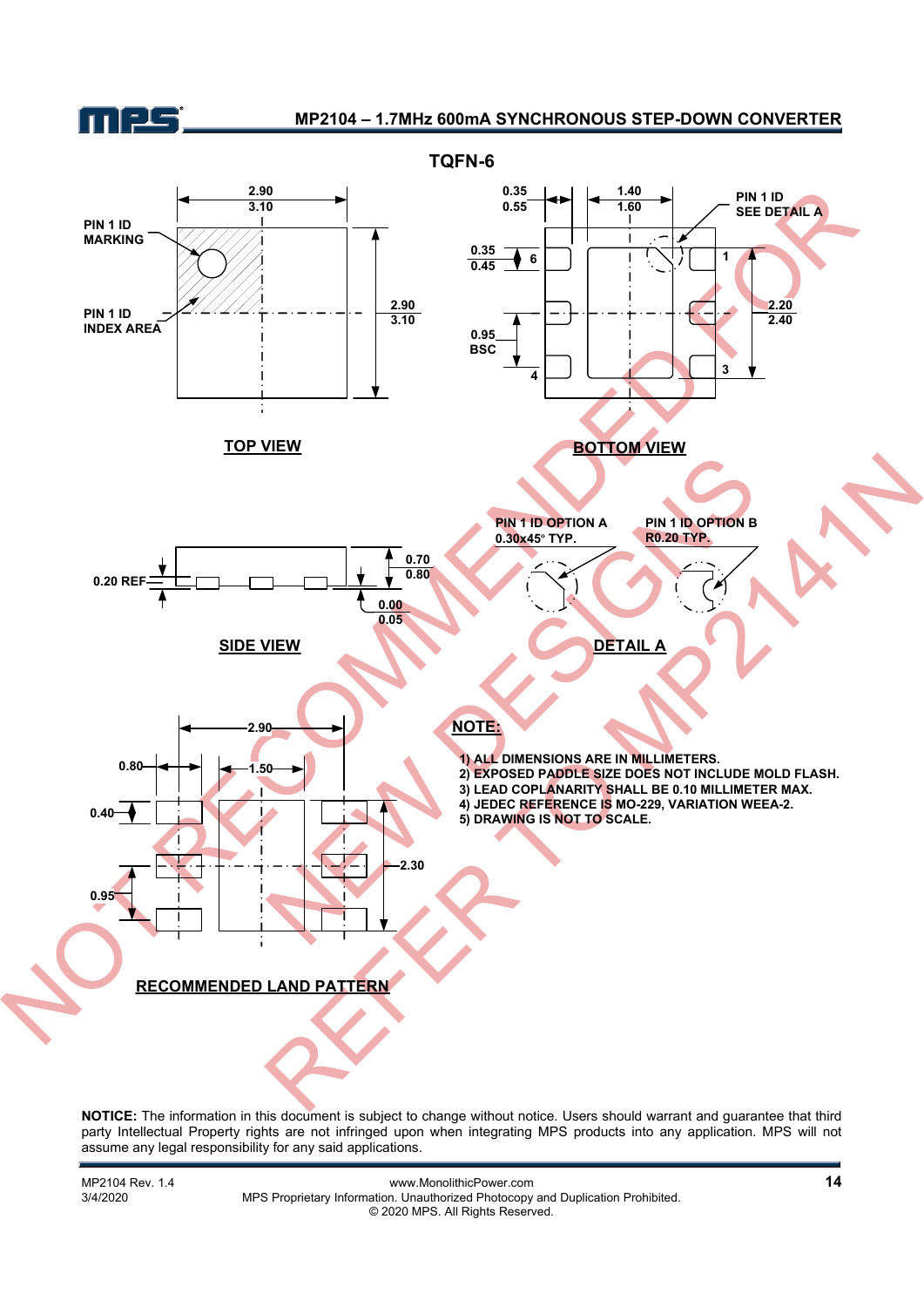## TQFN-6

TOP VIEW

BOTTOM VIEW

SIDE VIEW

DETAIL A

RECOMMENDED LAND PATTERN

NOTE:

1) ALL DIMENSIONS ARE IN MILLIMETERS.
2) EXPOSED PADDLE SIZE DOES NOT INCLUDE MOLD FLASH.
3) LEAD COPLANARITY SHALL BE 0.10 MILLIMETER MAX.
4) JEDEC REFERENCE IS MO-229, VARIATION WEEA-2.
5) DRAWING IS NOT TO SCALE.

NOT RECOMMENDED FOR NEW DESIGNS REFER TO MP2141N

**NOTICE:** The information in this document is subject to change without notice. Users should warrant and guarantee that third party Intellectual Property rights are not infringed upon when integrating MPS products into any application. MPS will not assume any legal responsibility for any said applications.